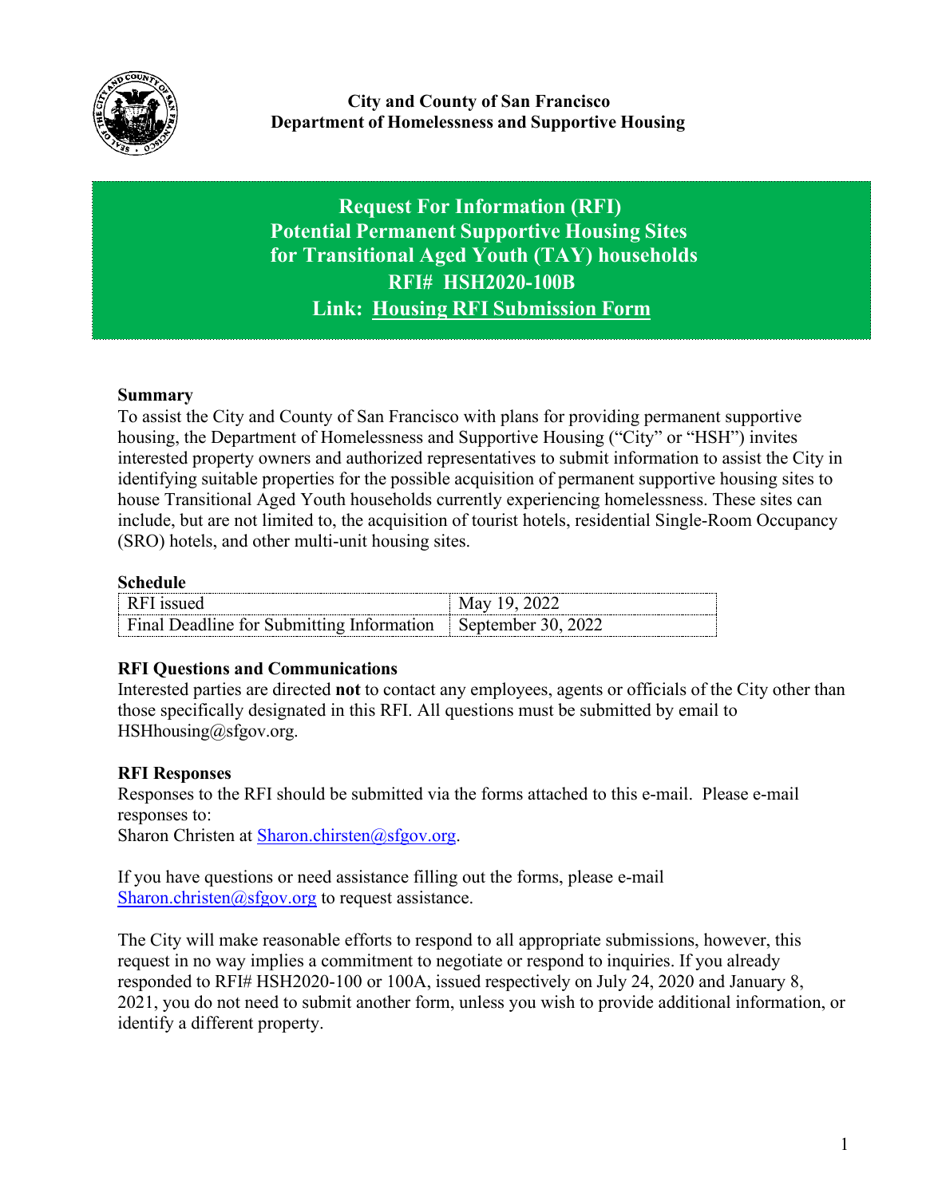**City and County of San Francisco**
**Department of Homelessness and Supportive Housing**

# Request For Information (RFI)
# Potential Permanent Supportive Housing Sites for Transitional Aged Youth (TAY) households
# RFI# HSH2020-100B
# Link: Housing RFI Submission Form

### Summary

To assist the City and County of San Francisco with plans for providing permanent supportive housing, the Department of Homelessness and Supportive Housing ("City" or "HSH") invites interested property owners and authorized representatives to submit information to assist the City in identifying suitable properties for the possible acquisition of permanent supportive housing sites to house Transitional Aged Youth households currently experiencing homelessness. These sites can include, but are not limited to, the acquisition of tourist hotels, residential Single-Room Occupancy (SRO) hotels, and other multi-unit housing sites.

### Schedule

| | |
|---|---|
| RFI issued | May 19, 2022 |
| Final Deadline for Submitting Information | September 30, 2022 |

### RFI Questions and Communications

Interested parties are directed **not** to contact any employees, agents or officials of the City other than those specifically designated in this RFI. All questions must be submitted by email to HSHhousing@sfgov.org.

### RFI Responses

Responses to the RFI should be submitted via the forms attached to this e-mail. Please e-mail responses to:
Sharon Christen at Sharon.chirsten@sfgov.org.

If you have questions or need assistance filling out the forms, please e-mail Sharon.christen@sfgov.org to request assistance.

The City will make reasonable efforts to respond to all appropriate submissions, however, this request in no way implies a commitment to negotiate or respond to inquiries. If you already responded to RFI# HSH2020-100 or 100A, issued respectively on July 24, 2020 and January 8, 2021, you do not need to submit another form, unless you wish to provide additional information, or identify a different property.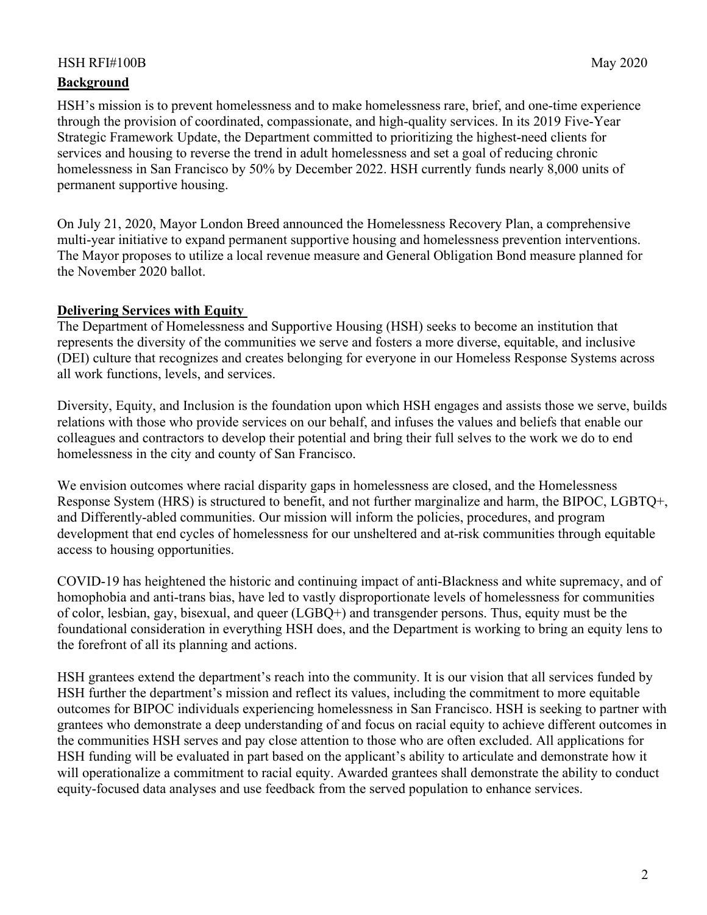## Background

HSH's mission is to prevent homelessness and to make homelessness rare, brief, and one-time experience through the provision of coordinated, compassionate, and high-quality services. In its 2019 Five-Year Strategic Framework Update, the Department committed to prioritizing the highest-need clients for services and housing to reverse the trend in adult homelessness and set a goal of reducing chronic homelessness in San Francisco by 50% by December 2022. HSH currently funds nearly 8,000 units of permanent supportive housing.

On July 21, 2020, Mayor London Breed announced the Homelessness Recovery Plan, a comprehensive multi-year initiative to expand permanent supportive housing and homelessness prevention interventions. The Mayor proposes to utilize a local revenue measure and General Obligation Bond measure planned for the November 2020 ballot.

## Delivering Services with Equity

The Department of Homelessness and Supportive Housing (HSH) seeks to become an institution that represents the diversity of the communities we serve and fosters a more diverse, equitable, and inclusive (DEI) culture that recognizes and creates belonging for everyone in our Homeless Response Systems across all work functions, levels, and services.

Diversity, Equity, and Inclusion is the foundation upon which HSH engages and assists those we serve, builds relations with those who provide services on our behalf, and infuses the values and beliefs that enable our colleagues and contractors to develop their potential and bring their full selves to the work we do to end homelessness in the city and county of San Francisco.

We envision outcomes where racial disparity gaps in homelessness are closed, and the Homelessness Response System (HRS) is structured to benefit, and not further marginalize and harm, the BIPOC, LGBTQ+, and Differently-abled communities. Our mission will inform the policies, procedures, and program development that end cycles of homelessness for our unsheltered and at-risk communities through equitable access to housing opportunities.

COVID-19 has heightened the historic and continuing impact of anti-Blackness and white supremacy, and of homophobia and anti-trans bias, have led to vastly disproportionate levels of homelessness for communities of color, lesbian, gay, bisexual, and queer (LGBQ+) and transgender persons. Thus, equity must be the foundational consideration in everything HSH does, and the Department is working to bring an equity lens to the forefront of all its planning and actions.

HSH grantees extend the department's reach into the community. It is our vision that all services funded by HSH further the department's mission and reflect its values, including the commitment to more equitable outcomes for BIPOC individuals experiencing homelessness in San Francisco. HSH is seeking to partner with grantees who demonstrate a deep understanding of and focus on racial equity to achieve different outcomes in the communities HSH serves and pay close attention to those who are often excluded. All applications for HSH funding will be evaluated in part based on the applicant's ability to articulate and demonstrate how it will operationalize a commitment to racial equity. Awarded grantees shall demonstrate the ability to conduct equity-focused data analyses and use feedback from the served population to enhance services.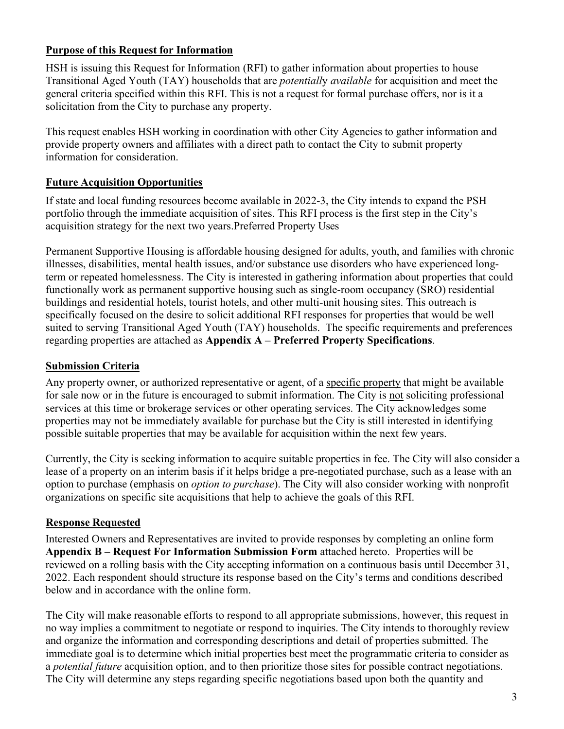## **Purpose of this Request for Information**

HSH is issuing this Request for Information (RFI) to gather information about properties to house Transitional Aged Youth (TAY) households that are *potentially available* for acquisition and meet the general criteria specified within this RFI. This is not a request for formal purchase offers, nor is it a solicitation from the City to purchase any property.

This request enables HSH working in coordination with other City Agencies to gather information and provide property owners and affiliates with a direct path to contact the City to submit property information for consideration.

## **Future Acquisition Opportunities**

If state and local funding resources become available in 2022-3, the City intends to expand the PSH portfolio through the immediate acquisition of sites. This RFI process is the first step in the City's acquisition strategy for the next two years.Preferred Property Uses

Permanent Supportive Housing is affordable housing designed for adults, youth, and families with chronic illnesses, disabilities, mental health issues, and/or substance use disorders who have experienced long-term or repeated homelessness. The City is interested in gathering information about properties that could functionally work as permanent supportive housing such as single-room occupancy (SRO) residential buildings and residential hotels, tourist hotels, and other multi-unit housing sites. This outreach is specifically focused on the desire to solicit additional RFI responses for properties that would be well suited to serving Transitional Aged Youth (TAY) households. The specific requirements and preferences regarding properties are attached as **Appendix A – Preferred Property Specifications**.

## **Submission Criteria**

Any property owner, or authorized representative or agent, of a specific property that might be available for sale now or in the future is encouraged to submit information. The City is not soliciting professional services at this time or brokerage services or other operating services. The City acknowledges some properties may not be immediately available for purchase but the City is still interested in identifying possible suitable properties that may be available for acquisition within the next few years.

Currently, the City is seeking information to acquire suitable properties in fee. The City will also consider a lease of a property on an interim basis if it helps bridge a pre-negotiated purchase, such as a lease with an option to purchase (emphasis on *option to purchase*). The City will also consider working with nonprofit organizations on specific site acquisitions that help to achieve the goals of this RFI.

## **Response Requested**

Interested Owners and Representatives are invited to provide responses by completing an online form **Appendix B – Request For Information Submission Form** attached hereto. Properties will be reviewed on a rolling basis with the City accepting information on a continuous basis until December 31, 2022. Each respondent should structure its response based on the City's terms and conditions described below and in accordance with the online form.

The City will make reasonable efforts to respond to all appropriate submissions, however, this request in no way implies a commitment to negotiate or respond to inquiries. The City intends to thoroughly review and organize the information and corresponding descriptions and detail of properties submitted. The immediate goal is to determine which initial properties best meet the programmatic criteria to consider as a *potential future* acquisition option, and to then prioritize those sites for possible contract negotiations. The City will determine any steps regarding specific negotiations based upon both the quantity and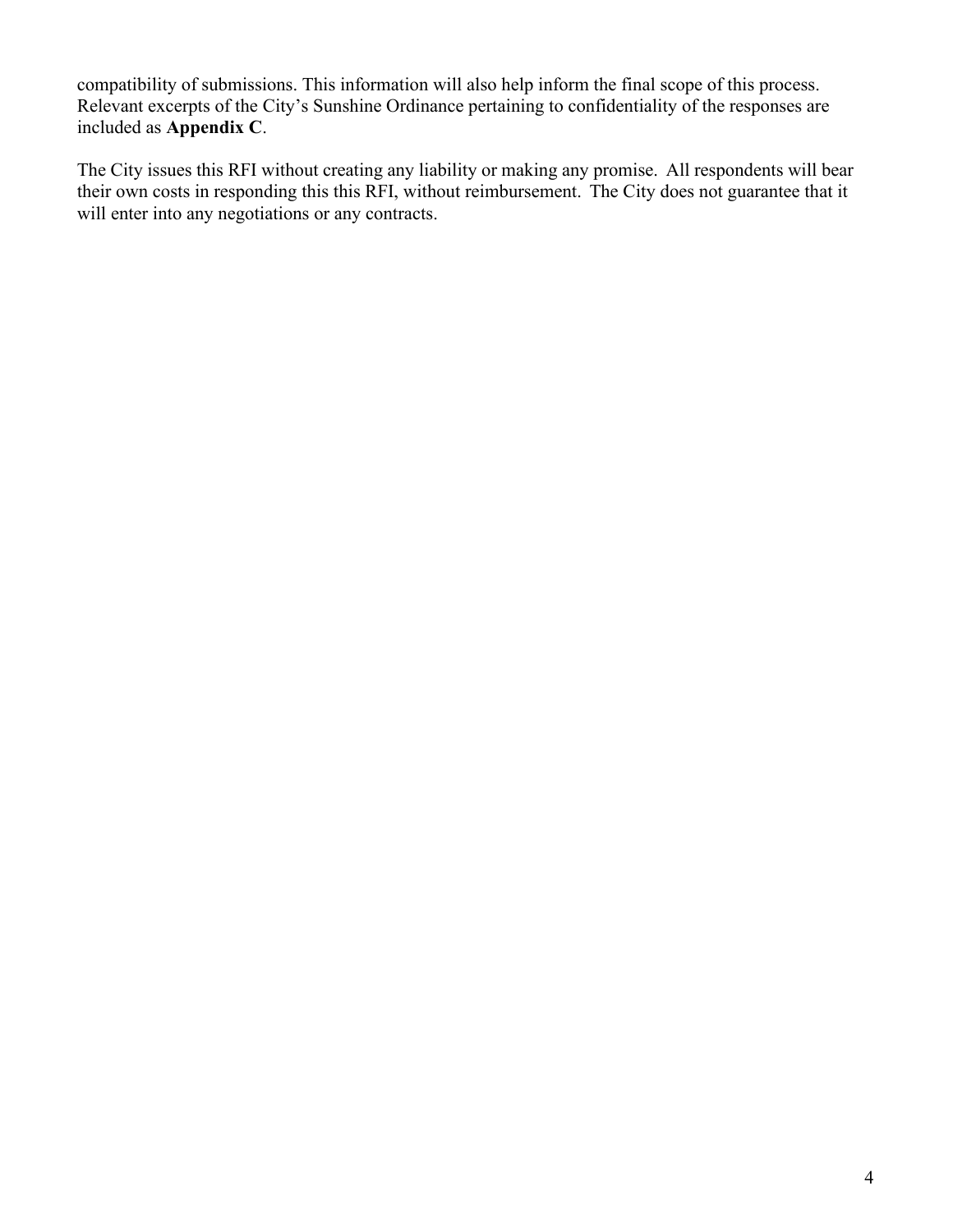compatibility of submissions. This information will also help inform the final scope of this process. Relevant excerpts of the City's Sunshine Ordinance pertaining to confidentiality of the responses are included as **Appendix C**.

The City issues this RFI without creating any liability or making any promise. All respondents will bear their own costs in responding this this RFI, without reimbursement. The City does not guarantee that it will enter into any negotiations or any contracts.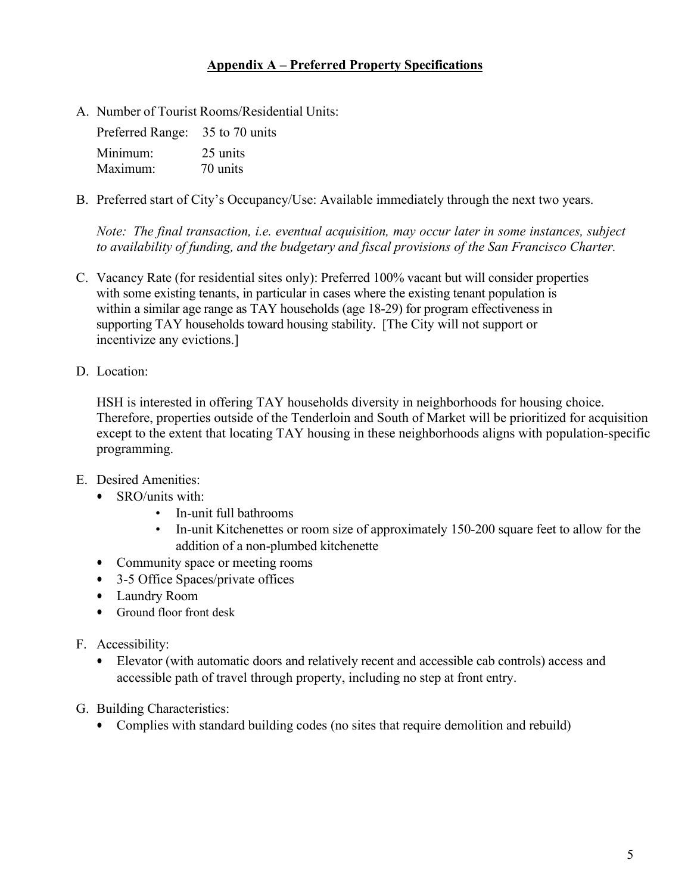## Appendix A – Preferred Property Specifications

A. Number of Tourist Rooms/Residential Units:

   Preferred Range: 35 to 70 units

   Minimum: 25 units
   Maximum: 70 units

B. Preferred start of City's Occupancy/Use: Available immediately through the next two years.

   *Note: The final transaction, i.e. eventual acquisition, may occur later in some instances, subject to availability of funding, and the budgetary and fiscal provisions of the San Francisco Charter.*

C. Vacancy Rate (for residential sites only): Preferred 100% vacant but will consider properties with some existing tenants, in particular in cases where the existing tenant population is within a similar age range as TAY households (age 18-29) for program effectiveness in supporting TAY households toward housing stability. [The City will not support or incentivize any evictions.]

D. Location:

   HSH is interested in offering TAY households diversity in neighborhoods for housing choice. Therefore, properties outside of the Tenderloin and South of Market will be prioritized for acquisition except to the extent that locating TAY housing in these neighborhoods aligns with population-specific programming.

E. Desired Amenities:
   - SRO/units with:
     - In-unit full bathrooms
     - In-unit Kitchenettes or room size of approximately 150-200 square feet to allow for the addition of a non-plumbed kitchenette
   - Community space or meeting rooms
   - 3-5 Office Spaces/private offices
   - Laundry Room
   - Ground floor front desk

F. Accessibility:
   - Elevator (with automatic doors and relatively recent and accessible cab controls) access and accessible path of travel through property, including no step at front entry.

G. Building Characteristics:
   - Complies with standard building codes (no sites that require demolition and rebuild)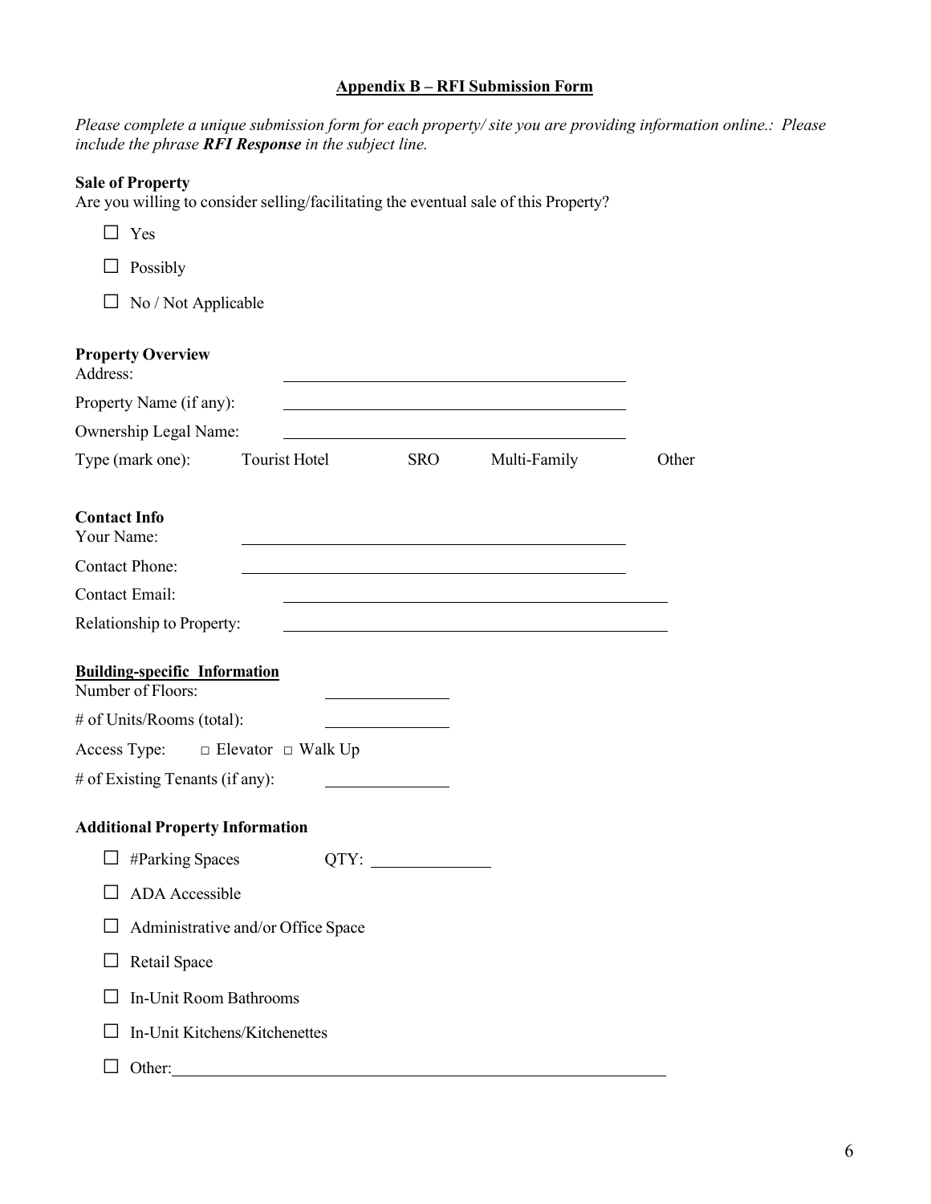## Appendix B – RFI Submission Form

*Please complete a unique submission form for each property/ site you are providing information online.: Please include the phrase **RFI Response** in the subject line.*

**Sale of Property**

Are you willing to consider selling/facilitating the eventual sale of this Property?

☐ Yes

☐ Possibly

☐ No / Not Applicable

**Property Overview**

Address: ______________________________

Property Name (if any): ______________________________

Ownership Legal Name: ______________________________

Type (mark one): Tourist Hotel SRO Multi-Family Other

**Contact Info**

Your Name: ______________________________

Contact Phone: ______________________________

Contact Email: ______________________________

Relationship to Property: ______________________________

**Building-specific Information**

Number of Floors: ____________

# of Units/Rooms (total): ____________

Access Type: □ Elevator □ Walk Up

# of Existing Tenants (if any): ____________

**Additional Property Information**

☐ #Parking Spaces QTY: ____________

☐ ADA Accessible

☐ Administrative and/or Office Space

☐ Retail Space

☐ In-Unit Room Bathrooms

☐ In-Unit Kitchens/Kitchenettes

☐ Other: ______________________________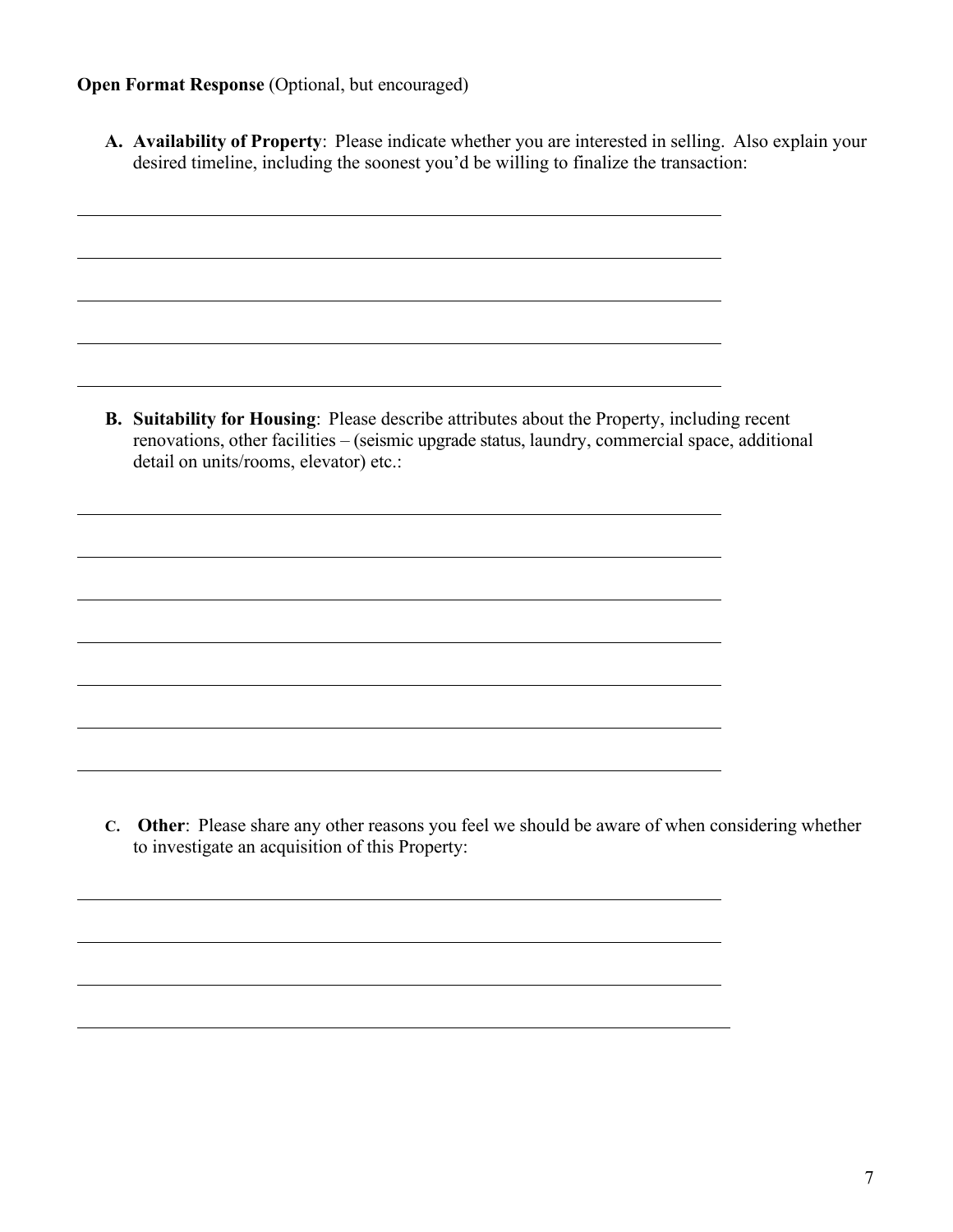**Open Format Response** (Optional, but encouraged)

A. **Availability of Property**: Please indicate whether you are interested in selling. Also explain your desired timeline, including the soonest you'd be willing to finalize the transaction:

\_\_\_\_\_\_\_\_\_\_\_\_\_\_\_\_\_\_\_\_\_\_\_\_\_\_\_\_\_\_\_\_\_\_\_\_\_\_\_\_\_\_\_\_\_\_\_\_\_\_\_\_\_\_\_\_\_\_\_\_\_\_\_\_\_\_\_\_\_\_

\_\_\_\_\_\_\_\_\_\_\_\_\_\_\_\_\_\_\_\_\_\_\_\_\_\_\_\_\_\_\_\_\_\_\_\_\_\_\_\_\_\_\_\_\_\_\_\_\_\_\_\_\_\_\_\_\_\_\_\_\_\_\_\_\_\_\_\_\_\_

\_\_\_\_\_\_\_\_\_\_\_\_\_\_\_\_\_\_\_\_\_\_\_\_\_\_\_\_\_\_\_\_\_\_\_\_\_\_\_\_\_\_\_\_\_\_\_\_\_\_\_\_\_\_\_\_\_\_\_\_\_\_\_\_\_\_\_\_\_\_

\_\_\_\_\_\_\_\_\_\_\_\_\_\_\_\_\_\_\_\_\_\_\_\_\_\_\_\_\_\_\_\_\_\_\_\_\_\_\_\_\_\_\_\_\_\_\_\_\_\_\_\_\_\_\_\_\_\_\_\_\_\_\_\_\_\_\_\_\_\_

\_\_\_\_\_\_\_\_\_\_\_\_\_\_\_\_\_\_\_\_\_\_\_\_\_\_\_\_\_\_\_\_\_\_\_\_\_\_\_\_\_\_\_\_\_\_\_\_\_\_\_\_\_\_\_\_\_\_\_\_\_\_\_\_\_\_\_\_\_\_

B. **Suitability for Housing**: Please describe attributes about the Property, including recent renovations, other facilities – (seismic upgrade status, laundry, commercial space, additional detail on units/rooms, elevator) etc.:

\_\_\_\_\_\_\_\_\_\_\_\_\_\_\_\_\_\_\_\_\_\_\_\_\_\_\_\_\_\_\_\_\_\_\_\_\_\_\_\_\_\_\_\_\_\_\_\_\_\_\_\_\_\_\_\_\_\_\_\_\_\_\_\_\_\_\_\_\_\_

\_\_\_\_\_\_\_\_\_\_\_\_\_\_\_\_\_\_\_\_\_\_\_\_\_\_\_\_\_\_\_\_\_\_\_\_\_\_\_\_\_\_\_\_\_\_\_\_\_\_\_\_\_\_\_\_\_\_\_\_\_\_\_\_\_\_\_\_\_\_

\_\_\_\_\_\_\_\_\_\_\_\_\_\_\_\_\_\_\_\_\_\_\_\_\_\_\_\_\_\_\_\_\_\_\_\_\_\_\_\_\_\_\_\_\_\_\_\_\_\_\_\_\_\_\_\_\_\_\_\_\_\_\_\_\_\_\_\_\_\_

\_\_\_\_\_\_\_\_\_\_\_\_\_\_\_\_\_\_\_\_\_\_\_\_\_\_\_\_\_\_\_\_\_\_\_\_\_\_\_\_\_\_\_\_\_\_\_\_\_\_\_\_\_\_\_\_\_\_\_\_\_\_\_\_\_\_\_\_\_\_

\_\_\_\_\_\_\_\_\_\_\_\_\_\_\_\_\_\_\_\_\_\_\_\_\_\_\_\_\_\_\_\_\_\_\_\_\_\_\_\_\_\_\_\_\_\_\_\_\_\_\_\_\_\_\_\_\_\_\_\_\_\_\_\_\_\_\_\_\_\_

\_\_\_\_\_\_\_\_\_\_\_\_\_\_\_\_\_\_\_\_\_\_\_\_\_\_\_\_\_\_\_\_\_\_\_\_\_\_\_\_\_\_\_\_\_\_\_\_\_\_\_\_\_\_\_\_\_\_\_\_\_\_\_\_\_\_\_\_\_\_

\_\_\_\_\_\_\_\_\_\_\_\_\_\_\_\_\_\_\_\_\_\_\_\_\_\_\_\_\_\_\_\_\_\_\_\_\_\_\_\_\_\_\_\_\_\_\_\_\_\_\_\_\_\_\_\_\_\_\_\_\_\_\_\_\_\_\_\_\_\_

C. **Other**: Please share any other reasons you feel we should be aware of when considering whether to investigate an acquisition of this Property:

\_\_\_\_\_\_\_\_\_\_\_\_\_\_\_\_\_\_\_\_\_\_\_\_\_\_\_\_\_\_\_\_\_\_\_\_\_\_\_\_\_\_\_\_\_\_\_\_\_\_\_\_\_\_\_\_\_\_\_\_\_\_\_\_\_\_\_\_\_\_

\_\_\_\_\_\_\_\_\_\_\_\_\_\_\_\_\_\_\_\_\_\_\_\_\_\_\_\_\_\_\_\_\_\_\_\_\_\_\_\_\_\_\_\_\_\_\_\_\_\_\_\_\_\_\_\_\_\_\_\_\_\_\_\_\_\_\_\_\_\_

\_\_\_\_\_\_\_\_\_\_\_\_\_\_\_\_\_\_\_\_\_\_\_\_\_\_\_\_\_\_\_\_\_\_\_\_\_\_\_\_\_\_\_\_\_\_\_\_\_\_\_\_\_\_\_\_\_\_\_\_\_\_\_\_\_\_\_\_\_\_

\_\_\_\_\_\_\_\_\_\_\_\_\_\_\_\_\_\_\_\_\_\_\_\_\_\_\_\_\_\_\_\_\_\_\_\_\_\_\_\_\_\_\_\_\_\_\_\_\_\_\_\_\_\_\_\_\_\_\_\_\_\_\_\_\_\_\_\_\_\_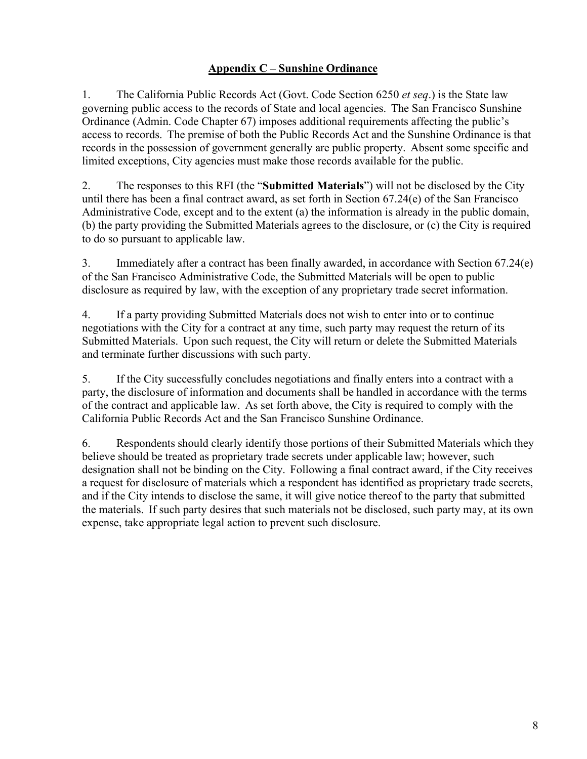## Appendix C – Sunshine Ordinance

1. The California Public Records Act (Govt. Code Section 6250 *et seq*.) is the State law governing public access to the records of State and local agencies. The San Francisco Sunshine Ordinance (Admin. Code Chapter 67) imposes additional requirements affecting the public's access to records. The premise of both the Public Records Act and the Sunshine Ordinance is that records in the possession of government generally are public property. Absent some specific and limited exceptions, City agencies must make those records available for the public.

2. The responses to this RFI (the "**Submitted Materials**") will <u>not</u> be disclosed by the City until there has been a final contract award, as set forth in Section 67.24(e) of the San Francisco Administrative Code, except and to the extent (a) the information is already in the public domain, (b) the party providing the Submitted Materials agrees to the disclosure, or (c) the City is required to do so pursuant to applicable law.

3. Immediately after a contract has been finally awarded, in accordance with Section 67.24(e) of the San Francisco Administrative Code, the Submitted Materials will be open to public disclosure as required by law, with the exception of any proprietary trade secret information.

4. If a party providing Submitted Materials does not wish to enter into or to continue negotiations with the City for a contract at any time, such party may request the return of its Submitted Materials. Upon such request, the City will return or delete the Submitted Materials and terminate further discussions with such party.

5. If the City successfully concludes negotiations and finally enters into a contract with a party, the disclosure of information and documents shall be handled in accordance with the terms of the contract and applicable law. As set forth above, the City is required to comply with the California Public Records Act and the San Francisco Sunshine Ordinance.

6. Respondents should clearly identify those portions of their Submitted Materials which they believe should be treated as proprietary trade secrets under applicable law; however, such designation shall not be binding on the City. Following a final contract award, if the City receives a request for disclosure of materials which a respondent has identified as proprietary trade secrets, and if the City intends to disclose the same, it will give notice thereof to the party that submitted the materials. If such party desires that such materials not be disclosed, such party may, at its own expense, take appropriate legal action to prevent such disclosure.